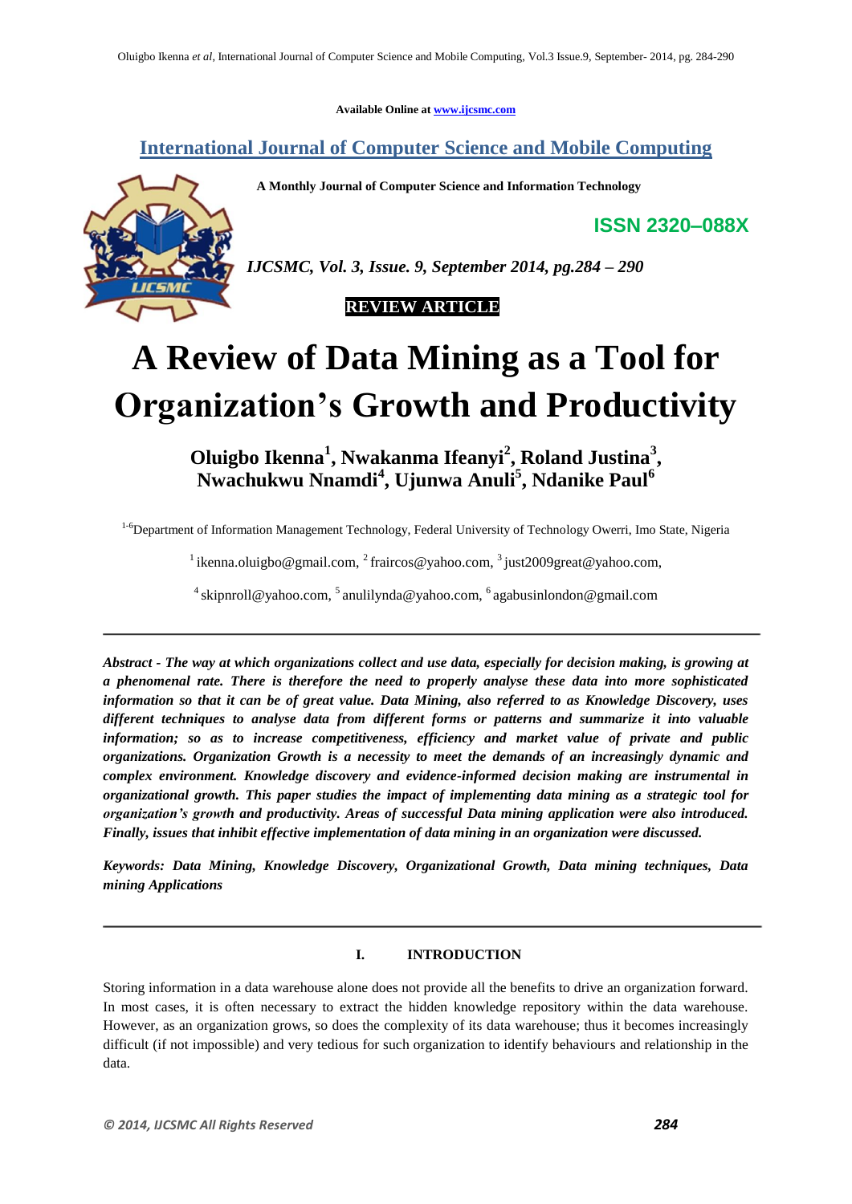Available Online at www.ijcsmc.com

**International Journal of Computer Science and Mobile Computing**

**A Monthly Journal of Computer Science and Information Technology**

**ISSN 2320–088X**

*IJCSMC, Vol. 3, Issue. 9, September 2014, pg.284 – 290*

**REVIEW ARTICLE**

# A Review of Data Mining as a Tool for Organization's Growth and Productivity

**Oluigbo Ikenna[1], Nwakanma Ifeanyi[2], Roland Justina[3], Nwachukwu Nnamdi[4], Ujunwa Anuli[5], Ndanike Paul[6]**

[1-6]Department of Information Management Technology, Federal University of Technology Owerri, Imo State, Nigeria

[1] ikenna.oluigbo@gmail.com, [2] fraircos@yahoo.com, [3] just2009great@yahoo.com,

[4] skipnroll@yahoo.com, [5] anulilynda@yahoo.com, [6] agabusinlondon@gmail.com

---

***Abstract - The way at which organizations collect and use data, especially for decision making, is growing at a phenomenal rate. There is therefore the need to properly analyse these data into more sophisticated information so that it can be of great value. Data Mining, also referred to as Knowledge Discovery, uses different techniques to analyse data from different forms or patterns and summarize it into valuable information; so as to increase competitiveness, efficiency and market value of private and public organizations. Organization Growth is a necessity to meet the demands of an increasingly dynamic and complex environment. Knowledge discovery and evidence-informed decision making are instrumental in organizational growth. This paper studies the impact of implementing data mining as a strategic tool for organization's growth and productivity. Areas of successful Data mining application were also introduced. Finally, issues that inhibit effective implementation of data mining in an organization were discussed.***

***Keywords: Data Mining, Knowledge Discovery, Organizational Growth, Data mining techniques, Data mining Applications***

---

## I. INTRODUCTION

Storing information in a data warehouse alone does not provide all the benefits to drive an organization forward. In most cases, it is often necessary to extract the hidden knowledge repository within the data warehouse. However, as an organization grows, so does the complexity of its data warehouse; thus it becomes increasingly difficult (if not impossible) and very tedious for such organization to identify behaviours and relationship in the data.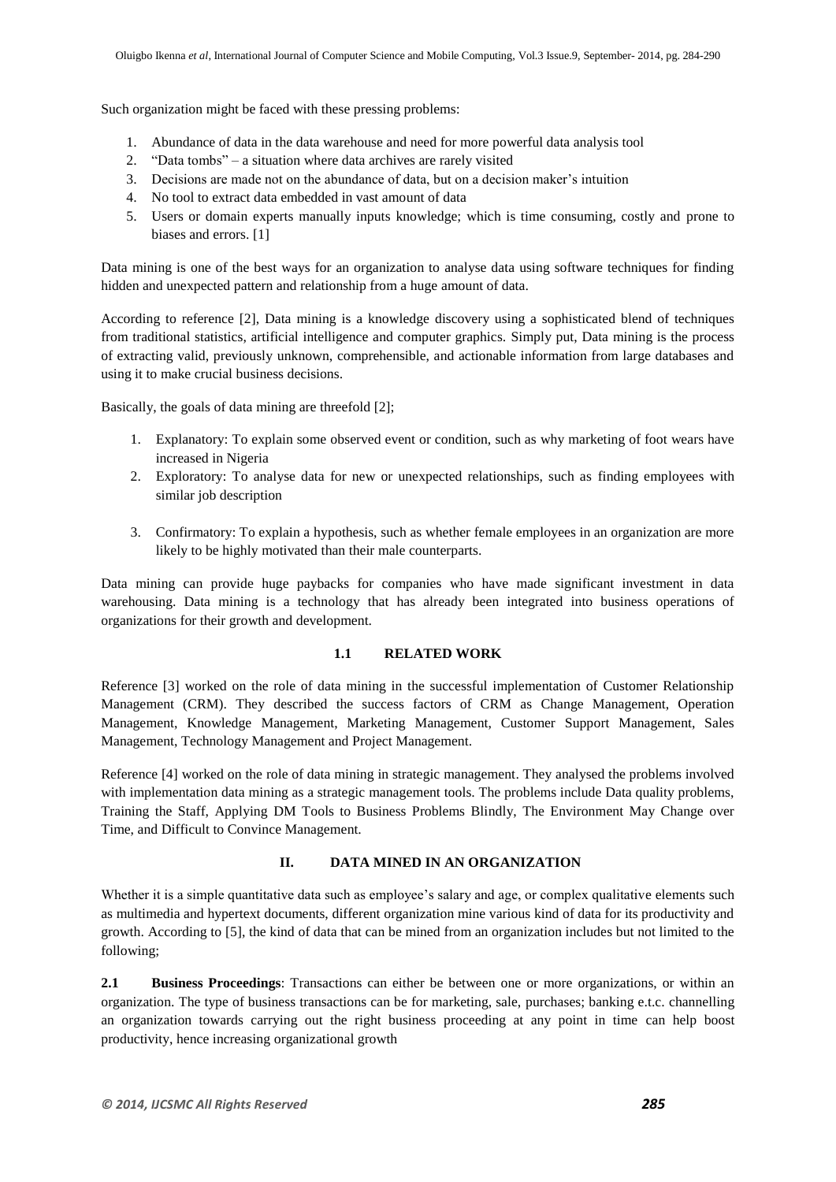Such organization might be faced with these pressing problems:

1. Abundance of data in the data warehouse and need for more powerful data analysis tool
2. "Data tombs" – a situation where data archives are rarely visited
3. Decisions are made not on the abundance of data, but on a decision maker's intuition
4. No tool to extract data embedded in vast amount of data
5. Users or domain experts manually inputs knowledge; which is time consuming, costly and prone to biases and errors. [1]

Data mining is one of the best ways for an organization to analyse data using software techniques for finding hidden and unexpected pattern and relationship from a huge amount of data.

According to reference [2], Data mining is a knowledge discovery using a sophisticated blend of techniques from traditional statistics, artificial intelligence and computer graphics. Simply put, Data mining is the process of extracting valid, previously unknown, comprehensible, and actionable information from large databases and using it to make crucial business decisions.

Basically, the goals of data mining are threefold [2];

1. Explanatory: To explain some observed event or condition, such as why marketing of foot wears have increased in Nigeria
2. Exploratory: To analyse data for new or unexpected relationships, such as finding employees with similar job description
3. Confirmatory: To explain a hypothesis, such as whether female employees in an organization are more likely to be highly motivated than their male counterparts.

Data mining can provide huge paybacks for companies who have made significant investment in data warehousing. Data mining is a technology that has already been integrated into business operations of organizations for their growth and development.

### 1.1 RELATED WORK

Reference [3] worked on the role of data mining in the successful implementation of Customer Relationship Management (CRM). They described the success factors of CRM as Change Management, Operation Management, Knowledge Management, Marketing Management, Customer Support Management, Sales Management, Technology Management and Project Management.

Reference [4] worked on the role of data mining in strategic management. They analysed the problems involved with implementation data mining as a strategic management tools. The problems include Data quality problems, Training the Staff, Applying DM Tools to Business Problems Blindly, The Environment May Change over Time, and Difficult to Convince Management.

## II. DATA MINED IN AN ORGANIZATION

Whether it is a simple quantitative data such as employee's salary and age, or complex qualitative elements such as multimedia and hypertext documents, different organization mine various kind of data for its productivity and growth. According to [5], the kind of data that can be mined from an organization includes but not limited to the following;

**2.1 Business Proceedings**: Transactions can either be between one or more organizations, or within an organization. The type of business transactions can be for marketing, sale, purchases; banking e.t.c. channelling an organization towards carrying out the right business proceeding at any point in time can help boost productivity, hence increasing organizational growth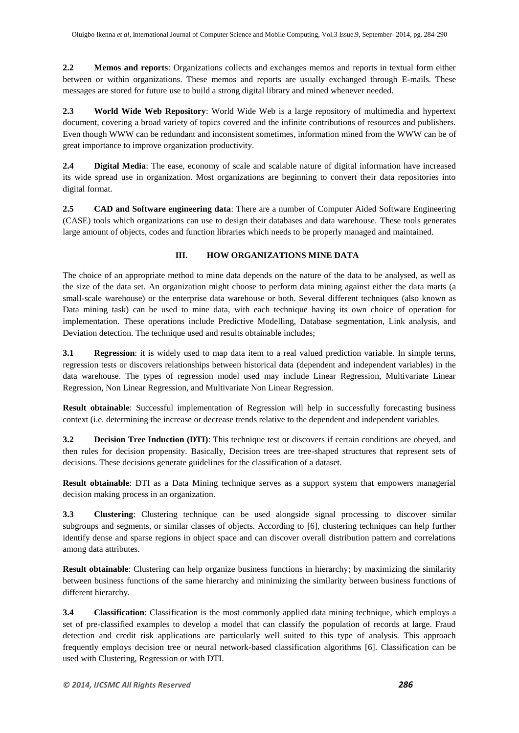**2.2 Memos and reports**: Organizations collects and exchanges memos and reports in textual form either between or within organizations. These memos and reports are usually exchanged through E-mails. These messages are stored for future use to build a strong digital library and mined whenever needed.

**2.3 World Wide Web Repository**: World Wide Web is a large repository of multimedia and hypertext document, covering a broad variety of topics covered and the infinite contributions of resources and publishers. Even though WWW can be redundant and inconsistent sometimes, information mined from the WWW can be of great importance to improve organization productivity.

**2.4 Digital Media**: The ease, economy of scale and scalable nature of digital information have increased its wide spread use in organization. Most organizations are beginning to convert their data repositories into digital format.

**2.5 CAD and Software engineering data**: There are a number of Computer Aided Software Engineering (CASE) tools which organizations can use to design their databases and data warehouse. These tools generates large amount of objects, codes and function libraries which needs to be properly managed and maintained.

## III. HOW ORGANIZATIONS MINE DATA

The choice of an appropriate method to mine data depends on the nature of the data to be analysed, as well as the size of the data set. An organization might choose to perform data mining against either the data marts (a small-scale warehouse) or the enterprise data warehouse or both. Several different techniques (also known as Data mining task) can be used to mine data, with each technique having its own choice of operation for implementation. These operations include Predictive Modelling, Database segmentation, Link analysis, and Deviation detection. The technique used and results obtainable includes;

**3.1 Regression**: it is widely used to map data item to a real valued prediction variable. In simple terms, regression tests or discovers relationships between historical data (dependent and independent variables) in the data warehouse. The types of regression model used may include Linear Regression, Multivariate Linear Regression, Non Linear Regression, and Multivariate Non Linear Regression.

**Result obtainable**: Successful implementation of Regression will help in successfully forecasting business context (i.e. determining the increase or decrease trends relative to the dependent and independent variables.

**3.2 Decision Tree Induction (DTI)**: This technique test or discovers if certain conditions are obeyed, and then rules for decision propensity. Basically, Decision trees are tree-shaped structures that represent sets of decisions. These decisions generate guidelines for the classification of a dataset.

**Result obtainable**: DTI as a Data Mining technique serves as a support system that empowers managerial decision making process in an organization.

**3.3 Clustering**: Clustering technique can be used alongside signal processing to discover similar subgroups and segments, or similar classes of objects. According to [6], clustering techniques can help further identify dense and sparse regions in object space and can discover overall distribution pattern and correlations among data attributes.

**Result obtainable**: Clustering can help organize business functions in hierarchy; by maximizing the similarity between business functions of the same hierarchy and minimizing the similarity between business functions of different hierarchy.

**3.4 Classification**: Classification is the most commonly applied data mining technique, which employs a set of pre-classified examples to develop a model that can classify the population of records at large. Fraud detection and credit risk applications are particularly well suited to this type of analysis. This approach frequently employs decision tree or neural network-based classification algorithms [6]. Classification can be used with Clustering, Regression or with DTI.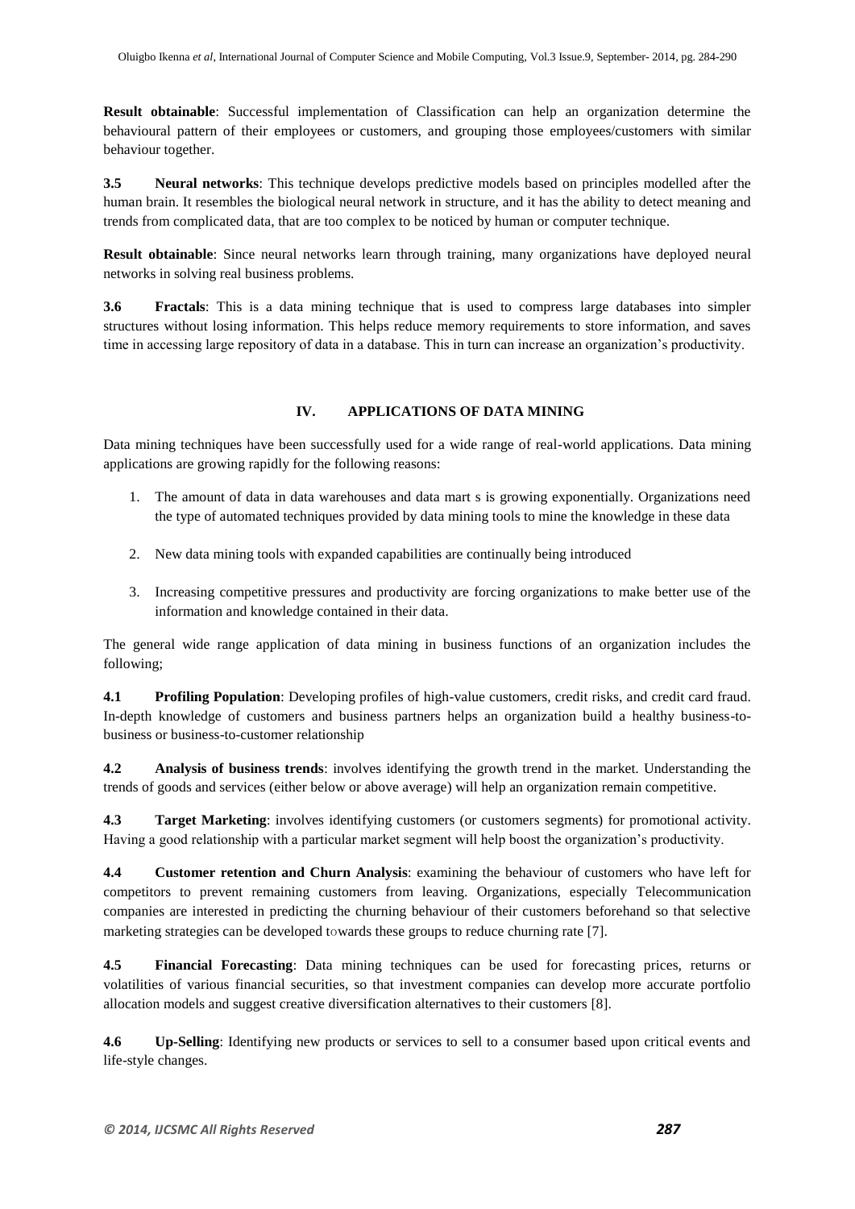**Result obtainable**: Successful implementation of Classification can help an organization determine the behavioural pattern of their employees or customers, and grouping those employees/customers with similar behaviour together.

**3.5 Neural networks**: This technique develops predictive models based on principles modelled after the human brain. It resembles the biological neural network in structure, and it has the ability to detect meaning and trends from complicated data, that are too complex to be noticed by human or computer technique.

**Result obtainable**: Since neural networks learn through training, many organizations have deployed neural networks in solving real business problems.

**3.6 Fractals**: This is a data mining technique that is used to compress large databases into simpler structures without losing information. This helps reduce memory requirements to store information, and saves time in accessing large repository of data in a database. This in turn can increase an organization's productivity.

## IV. APPLICATIONS OF DATA MINING

Data mining techniques have been successfully used for a wide range of real-world applications. Data mining applications are growing rapidly for the following reasons:

1. The amount of data in data warehouses and data mart s is growing exponentially. Organizations need the type of automated techniques provided by data mining tools to mine the knowledge in these data
2. New data mining tools with expanded capabilities are continually being introduced
3. Increasing competitive pressures and productivity are forcing organizations to make better use of the information and knowledge contained in their data.

The general wide range application of data mining in business functions of an organization includes the following;

**4.1 Profiling Population**: Developing profiles of high-value customers, credit risks, and credit card fraud. In-depth knowledge of customers and business partners helps an organization build a healthy business-to-business or business-to-customer relationship

**4.2 Analysis of business trends**: involves identifying the growth trend in the market. Understanding the trends of goods and services (either below or above average) will help an organization remain competitive.

**4.3 Target Marketing**: involves identifying customers (or customers segments) for promotional activity. Having a good relationship with a particular market segment will help boost the organization's productivity.

**4.4 Customer retention and Churn Analysis**: examining the behaviour of customers who have left for competitors to prevent remaining customers from leaving. Organizations, especially Telecommunication companies are interested in predicting the churning behaviour of their customers beforehand so that selective marketing strategies can be developed towards these groups to reduce churning rate [7].

**4.5 Financial Forecasting**: Data mining techniques can be used for forecasting prices, returns or volatilities of various financial securities, so that investment companies can develop more accurate portfolio allocation models and suggest creative diversification alternatives to their customers [8].

**4.6 Up-Selling**: Identifying new products or services to sell to a consumer based upon critical events and life-style changes.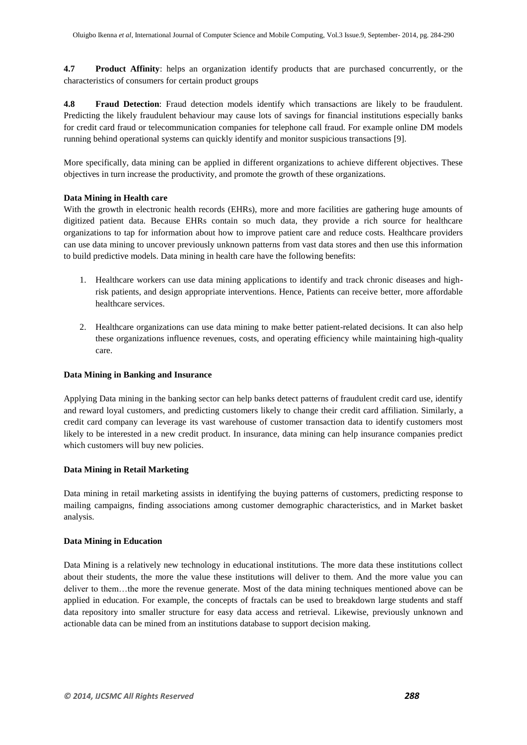**4.7 Product Affinity**: helps an organization identify products that are purchased concurrently, or the characteristics of consumers for certain product groups

**4.8 Fraud Detection**: Fraud detection models identify which transactions are likely to be fraudulent. Predicting the likely fraudulent behaviour may cause lots of savings for financial institutions especially banks for credit card fraud or telecommunication companies for telephone call fraud. For example online DM models running behind operational systems can quickly identify and monitor suspicious transactions [9].

More specifically, data mining can be applied in different organizations to achieve different objectives. These objectives in turn increase the productivity, and promote the growth of these organizations.

**Data Mining in Health care**

With the growth in electronic health records (EHRs), more and more facilities are gathering huge amounts of digitized patient data. Because EHRs contain so much data, they provide a rich source for healthcare organizations to tap for information about how to improve patient care and reduce costs. Healthcare providers can use data mining to uncover previously unknown patterns from vast data stores and then use this information to build predictive models. Data mining in health care have the following benefits:

1. Healthcare workers can use data mining applications to identify and track chronic diseases and high-risk patients, and design appropriate interventions. Hence, Patients can receive better, more affordable healthcare services.

2. Healthcare organizations can use data mining to make better patient-related decisions. It can also help these organizations influence revenues, costs, and operating efficiency while maintaining high-quality care.

**Data Mining in Banking and Insurance**

Applying Data mining in the banking sector can help banks detect patterns of fraudulent credit card use, identify and reward loyal customers, and predicting customers likely to change their credit card affiliation. Similarly, a credit card company can leverage its vast warehouse of customer transaction data to identify customers most likely to be interested in a new credit product. In insurance, data mining can help insurance companies predict which customers will buy new policies.

**Data Mining in Retail Marketing**

Data mining in retail marketing assists in identifying the buying patterns of customers, predicting response to mailing campaigns, finding associations among customer demographic characteristics, and in Market basket analysis.

**Data Mining in Education**

Data Mining is a relatively new technology in educational institutions. The more data these institutions collect about their students, the more the value these institutions will deliver to them. And the more value you can deliver to them…the more the revenue generate. Most of the data mining techniques mentioned above can be applied in education. For example, the concepts of fractals can be used to breakdown large students and staff data repository into smaller structure for easy data access and retrieval. Likewise, previously unknown and actionable data can be mined from an institutions database to support decision making.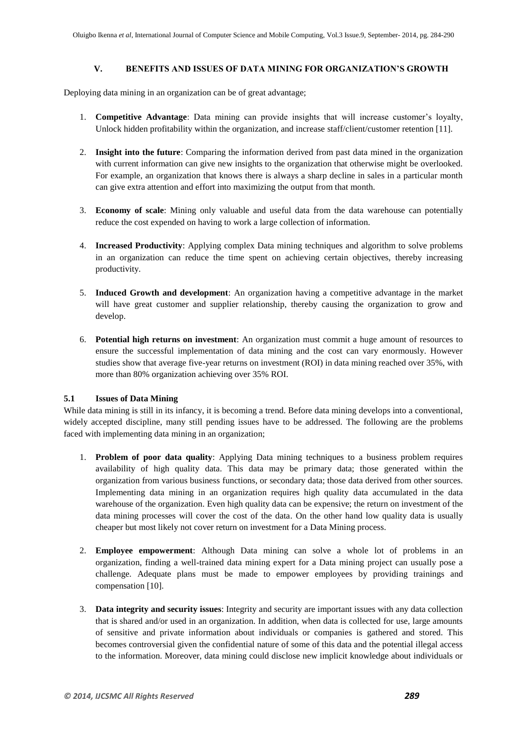## V. BENEFITS AND ISSUES OF DATA MINING FOR ORGANIZATION'S GROWTH

Deploying data mining in an organization can be of great advantage;

1. **Competitive Advantage**: Data mining can provide insights that will increase customer's loyalty, Unlock hidden profitability within the organization, and increase staff/client/customer retention [11].

2. **Insight into the future**: Comparing the information derived from past data mined in the organization with current information can give new insights to the organization that otherwise might be overlooked. For example, an organization that knows there is always a sharp decline in sales in a particular month can give extra attention and effort into maximizing the output from that month.

3. **Economy of scale**: Mining only valuable and useful data from the data warehouse can potentially reduce the cost expended on having to work a large collection of information.

4. **Increased Productivity**: Applying complex Data mining techniques and algorithm to solve problems in an organization can reduce the time spent on achieving certain objectives, thereby increasing productivity.

5. **Induced Growth and development**: An organization having a competitive advantage in the market will have great customer and supplier relationship, thereby causing the organization to grow and develop.

6. **Potential high returns on investment**: An organization must commit a huge amount of resources to ensure the successful implementation of data mining and the cost can vary enormously. However studies show that average five-year returns on investment (ROI) in data mining reached over 35%, with more than 80% organization achieving over 35% ROI.

### 5.1 Issues of Data Mining

While data mining is still in its infancy, it is becoming a trend. Before data mining develops into a conventional, widely accepted discipline, many still pending issues have to be addressed. The following are the problems faced with implementing data mining in an organization;

1. **Problem of poor data quality**: Applying Data mining techniques to a business problem requires availability of high quality data. This data may be primary data; those generated within the organization from various business functions, or secondary data; those data derived from other sources. Implementing data mining in an organization requires high quality data accumulated in the data warehouse of the organization. Even high quality data can be expensive; the return on investment of the data mining processes will cover the cost of the data. On the other hand low quality data is usually cheaper but most likely not cover return on investment for a Data Mining process.

2. **Employee empowerment**: Although Data mining can solve a whole lot of problems in an organization, finding a well-trained data mining expert for a Data mining project can usually pose a challenge. Adequate plans must be made to empower employees by providing trainings and compensation [10].

3. **Data integrity and security issues**: Integrity and security are important issues with any data collection that is shared and/or used in an organization. In addition, when data is collected for use, large amounts of sensitive and private information about individuals or companies is gathered and stored. This becomes controversial given the confidential nature of some of this data and the potential illegal access to the information. Moreover, data mining could disclose new implicit knowledge about individuals or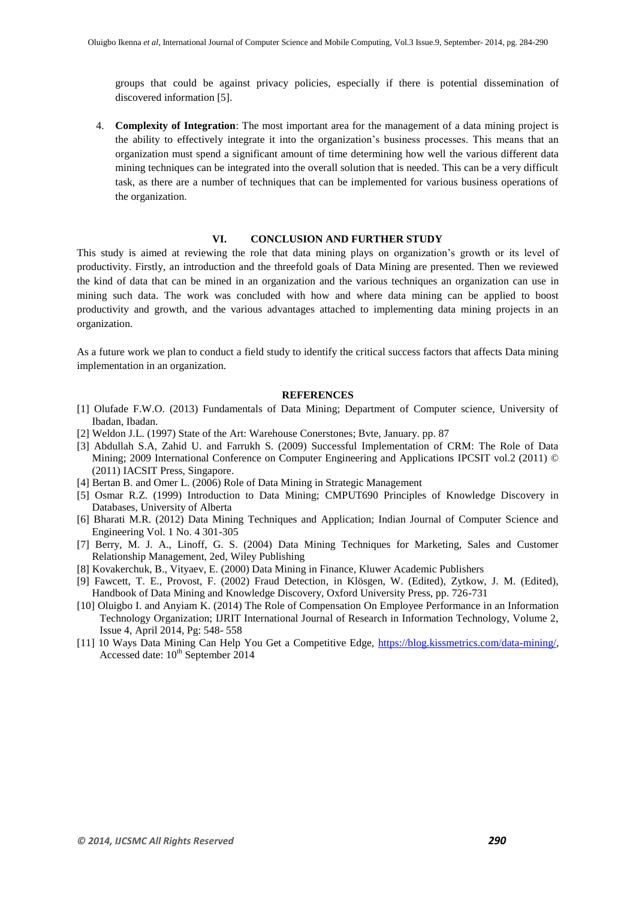groups that could be against privacy policies, especially if there is potential dissemination of discovered information [5].

4. **Complexity of Integration**: The most important area for the management of a data mining project is the ability to effectively integrate it into the organization's business processes. This means that an organization must spend a significant amount of time determining how well the various different data mining techniques can be integrated into the overall solution that is needed. This can be a very difficult task, as there are a number of techniques that can be implemented for various business operations of the organization.

## VI. CONCLUSION AND FURTHER STUDY

This study is aimed at reviewing the role that data mining plays on organization's growth or its level of productivity. Firstly, an introduction and the threefold goals of Data Mining are presented. Then we reviewed the kind of data that can be mined in an organization and the various techniques an organization can use in mining such data. The work was concluded with how and where data mining can be applied to boost productivity and growth, and the various advantages attached to implementing data mining projects in an organization.

As a future work we plan to conduct a field study to identify the critical success factors that affects Data mining implementation in an organization.

## REFERENCES

[1] Olufade F.W.O. (2013) Fundamentals of Data Mining; Department of Computer science, University of Ibadan, Ibadan.

[2] Weldon J.L. (1997) State of the Art: Warehouse Conerstones; Bvte, January. pp. 87

[3] Abdullah S.A, Zahid U. and Farrukh S. (2009) Successful Implementation of CRM: The Role of Data Mining; 2009 International Conference on Computer Engineering and Applications IPCSIT vol.2 (2011) © (2011) IACSIT Press, Singapore.

[4] Bertan B. and Omer L. (2006) Role of Data Mining in Strategic Management

[5] Osmar R.Z. (1999) Introduction to Data Mining; CMPUT690 Principles of Knowledge Discovery in Databases, University of Alberta

[6] Bharati M.R. (2012) Data Mining Techniques and Application; Indian Journal of Computer Science and Engineering Vol. 1 No. 4 301-305

[7] Berry, M. J. A., Linoff, G. S. (2004) Data Mining Techniques for Marketing, Sales and Customer Relationship Management, 2ed, Wiley Publishing

[8] Kovakerchuk, B., Vityaev, E. (2000) Data Mining in Finance, Kluwer Academic Publishers

[9] Fawcett, T. E., Provost, F. (2002) Fraud Detection, in Klösgen, W. (Edited), Zytkow, J. M. (Edited), Handbook of Data Mining and Knowledge Discovery, Oxford University Press, pp. 726-731

[10] Oluigbo I. and Anyiam K. (2014) The Role of Compensation On Employee Performance in an Information Technology Organization; IJRIT International Journal of Research in Information Technology, Volume 2, Issue 4, April 2014, Pg: 548- 558

[11] 10 Ways Data Mining Can Help You Get a Competitive Edge, https://blog.kissmetrics.com/data-mining/, Accessed date: 10th September 2014